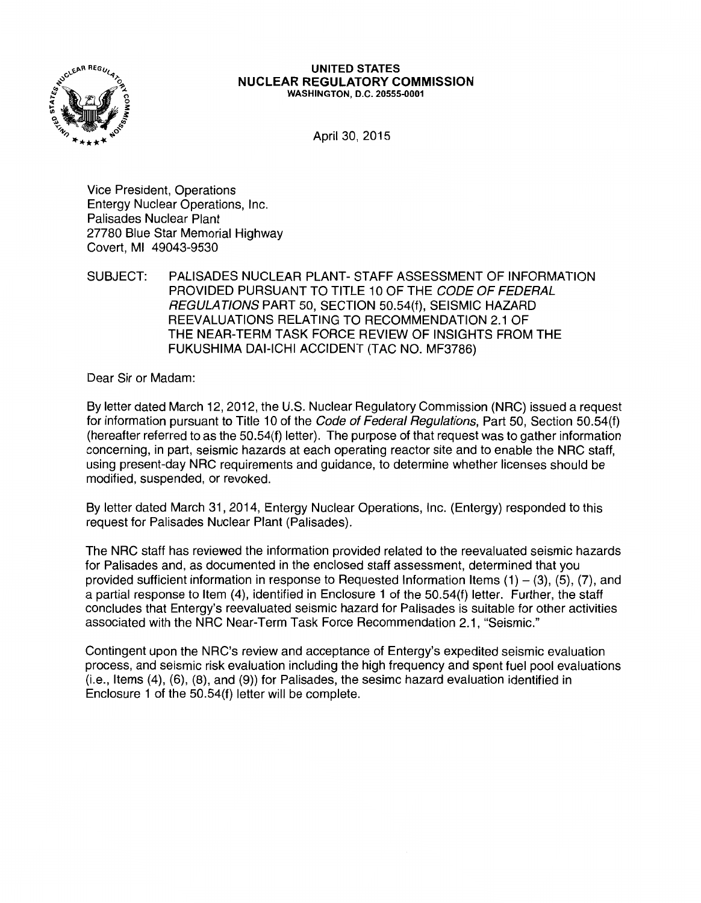**UNITED STATES**
**NUCLEAR REGULATORY COMMISSION**
WASHINGTON, D.C. 20555-0001

April 30, 2015

Vice President, Operations
Entergy Nuclear Operations, Inc.
Palisades Nuclear Plant
27780 Blue Star Memorial Highway
Covert, MI 49043-9530

SUBJECT: PALISADES NUCLEAR PLANT- STAFF ASSESSMENT OF INFORMATION PROVIDED PURSUANT TO TITLE 10 OF THE *CODE OF FEDERAL REGULATIONS* PART 50, SECTION 50.54(f), SEISMIC HAZARD REEVALUATIONS RELATING TO RECOMMENDATION 2.1 OF THE NEAR-TERM TASK FORCE REVIEW OF INSIGHTS FROM THE FUKUSHIMA DAI-ICHI ACCIDENT (TAC NO. MF3786)

Dear Sir or Madam:

By letter dated March 12, 2012, the U.S. Nuclear Regulatory Commission (NRC) issued a request for information pursuant to Title 10 of the *Code of Federal Regulations*, Part 50, Section 50.54(f) (hereafter referred to as the 50.54(f) letter). The purpose of that request was to gather information concerning, in part, seismic hazards at each operating reactor site and to enable the NRC staff, using present-day NRC requirements and guidance, to determine whether licenses should be modified, suspended, or revoked.

By letter dated March 31, 2014, Entergy Nuclear Operations, Inc. (Entergy) responded to this request for Palisades Nuclear Plant (Palisades).

The NRC staff has reviewed the information provided related to the reevaluated seismic hazards for Palisades and, as documented in the enclosed staff assessment, determined that you provided sufficient information in response to Requested Information Items (1) – (3), (5), (7), and a partial response to Item (4), identified in Enclosure 1 of the 50.54(f) letter. Further, the staff concludes that Entergy's reevaluated seismic hazard for Palisades is suitable for other activities associated with the NRC Near-Term Task Force Recommendation 2.1, "Seismic."

Contingent upon the NRC's review and acceptance of Entergy's expedited seismic evaluation process, and seismic risk evaluation including the high frequency and spent fuel pool evaluations (i.e., Items (4), (6), (8), and (9)) for Palisades, the sesimc hazard evaluation identified in Enclosure 1 of the 50.54(f) letter will be complete.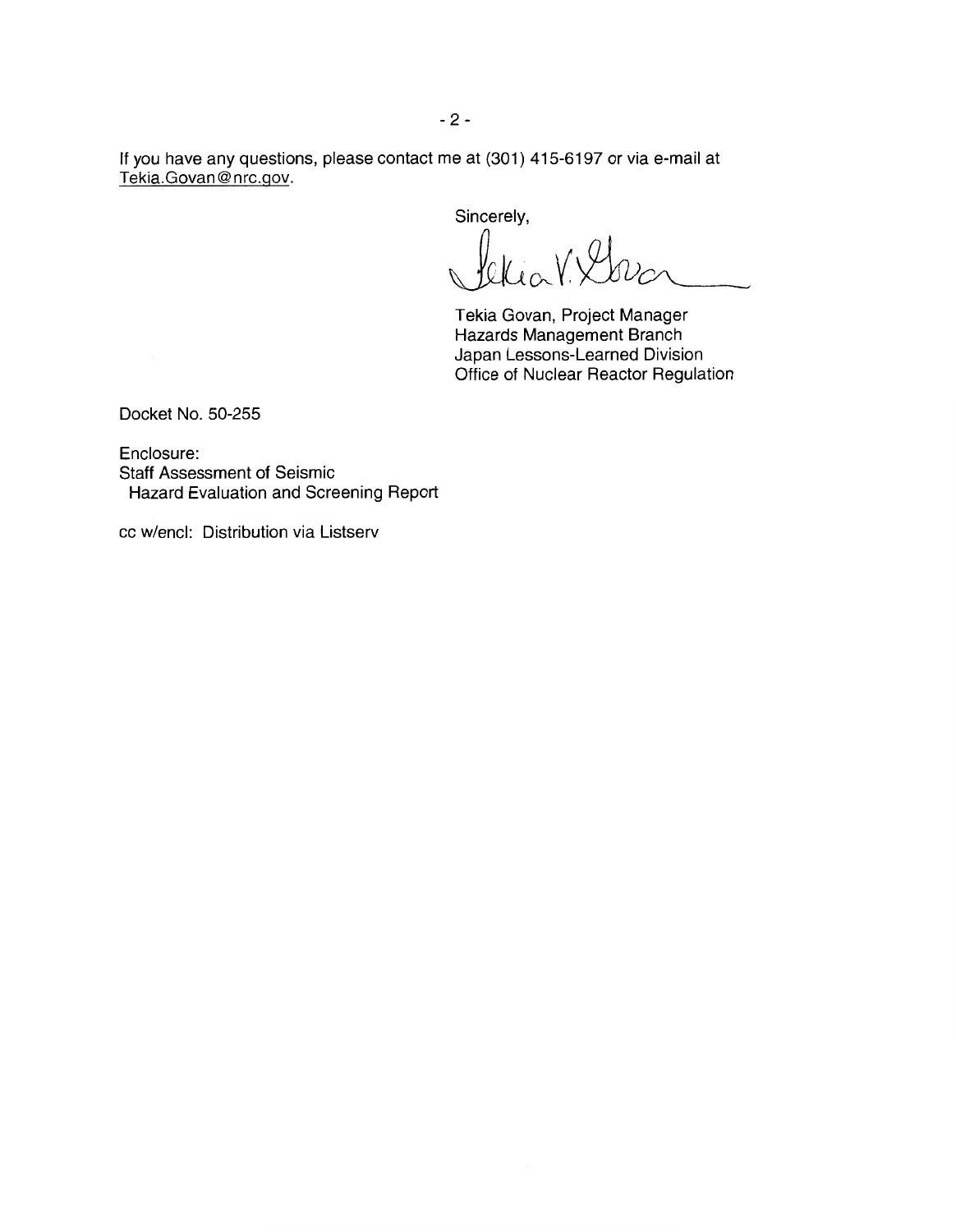If you have any questions, please contact me at (301) 415-6197 or via e-mail at Tekia.Govan@nrc.gov.

Sincerely,

Tekia Govan, Project Manager
Hazards Management Branch
Japan Lessons-Learned Division
Office of Nuclear Reactor Regulation

Docket No. 50-255

Enclosure:
Staff Assessment of Seismic
Hazard Evaluation and Screening Report

cc w/encl: Distribution via Listserv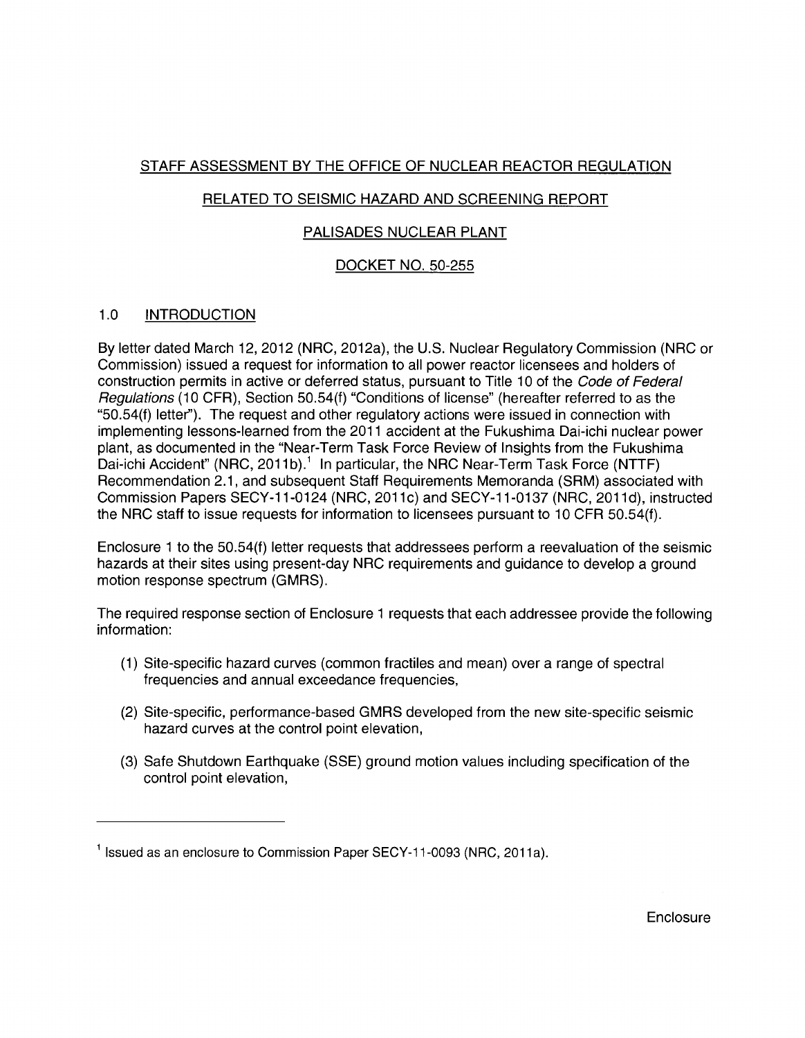STAFF ASSESSMENT BY THE OFFICE OF NUCLEAR REACTOR REGULATION

RELATED TO SEISMIC HAZARD AND SCREENING REPORT

PALISADES NUCLEAR PLANT

DOCKET NO. 50-255

## 1.0 INTRODUCTION

By letter dated March 12, 2012 (NRC, 2012a), the U.S. Nuclear Regulatory Commission (NRC or Commission) issued a request for information to all power reactor licensees and holders of construction permits in active or deferred status, pursuant to Title 10 of the *Code of Federal Regulations* (10 CFR), Section 50.54(f) "Conditions of license" (hereafter referred to as the "50.54(f) letter"). The request and other regulatory actions were issued in connection with implementing lessons-learned from the 2011 accident at the Fukushima Dai-ichi nuclear power plant, as documented in the "Near-Term Task Force Review of Insights from the Fukushima Dai-ichi Accident" (NRC, 2011b).[1] In particular, the NRC Near-Term Task Force (NTTF) Recommendation 2.1, and subsequent Staff Requirements Memoranda (SRM) associated with Commission Papers SECY-11-0124 (NRC, 2011c) and SECY-11-0137 (NRC, 2011d), instructed the NRC staff to issue requests for information to licensees pursuant to 10 CFR 50.54(f).

Enclosure 1 to the 50.54(f) letter requests that addressees perform a reevaluation of the seismic hazards at their sites using present-day NRC requirements and guidance to develop a ground motion response spectrum (GMRS).

The required response section of Enclosure 1 requests that each addressee provide the following information:

(1) Site-specific hazard curves (common fractiles and mean) over a range of spectral frequencies and annual exceedance frequencies,

(2) Site-specific, performance-based GMRS developed from the new site-specific seismic hazard curves at the control point elevation,

(3) Safe Shutdown Earthquake (SSE) ground motion values including specification of the control point elevation,

[1] Issued as an enclosure to Commission Paper SECY-11-0093 (NRC, 2011a).

Enclosure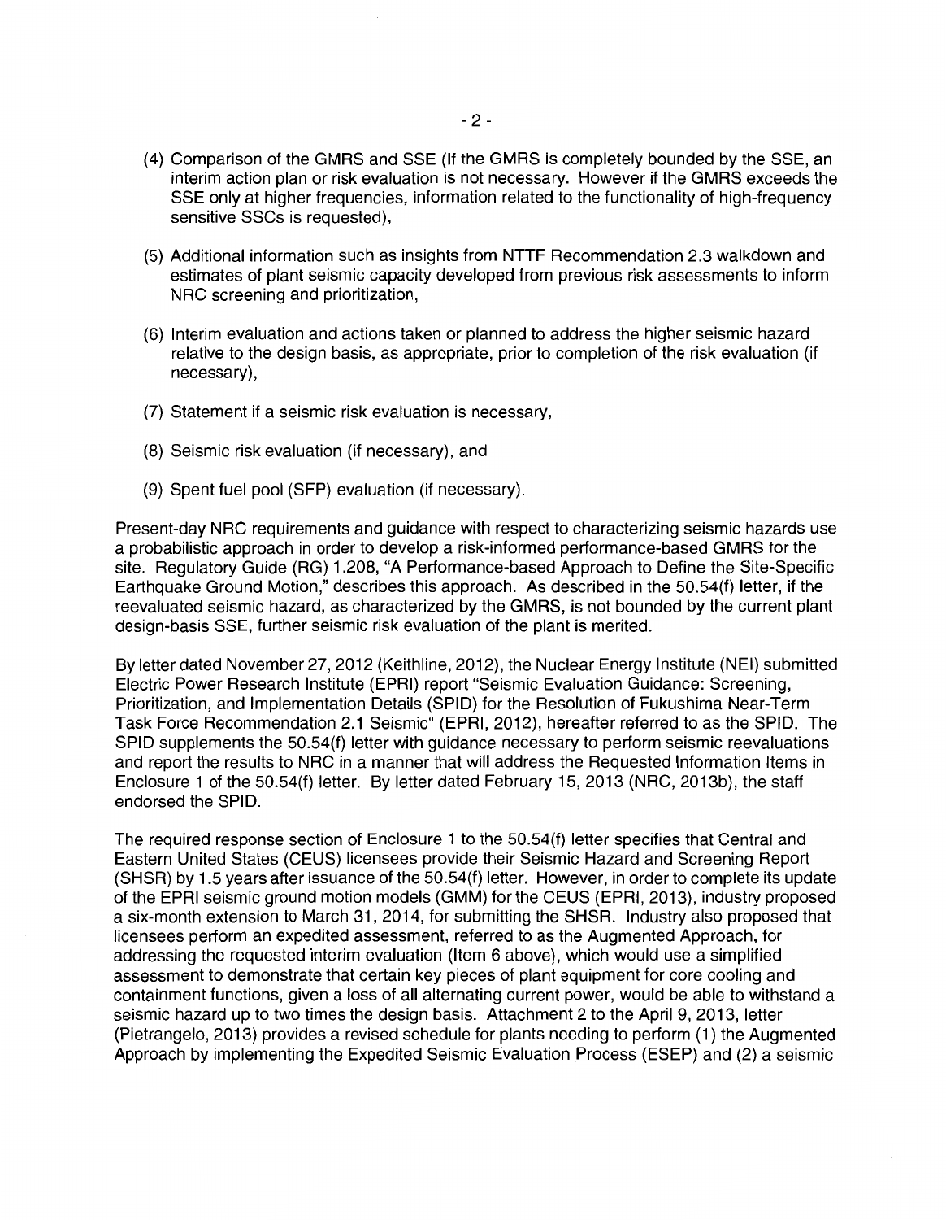(4) Comparison of the GMRS and SSE (If the GMRS is completely bounded by the SSE, an interim action plan or risk evaluation is not necessary. However if the GMRS exceeds the SSE only at higher frequencies, information related to the functionality of high-frequency sensitive SSCs is requested),

(5) Additional information such as insights from NTTF Recommendation 2.3 walkdown and estimates of plant seismic capacity developed from previous risk assessments to inform NRC screening and prioritization,

(6) Interim evaluation and actions taken or planned to address the higher seismic hazard relative to the design basis, as appropriate, prior to completion of the risk evaluation (if necessary),

(7) Statement if a seismic risk evaluation is necessary,

(8) Seismic risk evaluation (if necessary), and

(9) Spent fuel pool (SFP) evaluation (if necessary).

Present-day NRC requirements and guidance with respect to characterizing seismic hazards use a probabilistic approach in order to develop a risk-informed performance-based GMRS for the site. Regulatory Guide (RG) 1.208, "A Performance-based Approach to Define the Site-Specific Earthquake Ground Motion," describes this approach. As described in the 50.54(f) letter, if the reevaluated seismic hazard, as characterized by the GMRS, is not bounded by the current plant design-basis SSE, further seismic risk evaluation of the plant is merited.

By letter dated November 27, 2012 (Keithline, 2012), the Nuclear Energy Institute (NEI) submitted Electric Power Research Institute (EPRI) report "Seismic Evaluation Guidance: Screening, Prioritization, and Implementation Details (SPID) for the Resolution of Fukushima Near-Term Task Force Recommendation 2.1 Seismic" (EPRI, 2012), hereafter referred to as the SPID. The SPID supplements the 50.54(f) letter with guidance necessary to perform seismic reevaluations and report the results to NRC in a manner that will address the Requested Information Items in Enclosure 1 of the 50.54(f) letter. By letter dated February 15, 2013 (NRC, 2013b), the staff endorsed the SPID.

The required response section of Enclosure 1 to the 50.54(f) letter specifies that Central and Eastern United States (CEUS) licensees provide their Seismic Hazard and Screening Report (SHSR) by 1.5 years after issuance of the 50.54(f) letter. However, in order to complete its update of the EPRI seismic ground motion models (GMM) for the CEUS (EPRI, 2013), industry proposed a six-month extension to March 31, 2014, for submitting the SHSR. Industry also proposed that licensees perform an expedited assessment, referred to as the Augmented Approach, for addressing the requested interim evaluation (Item 6 above), which would use a simplified assessment to demonstrate that certain key pieces of plant equipment for core cooling and containment functions, given a loss of all alternating current power, would be able to withstand a seismic hazard up to two times the design basis. Attachment 2 to the April 9, 2013, letter (Pietrangelo, 2013) provides a revised schedule for plants needing to perform (1) the Augmented Approach by implementing the Expedited Seismic Evaluation Process (ESEP) and (2) a seismic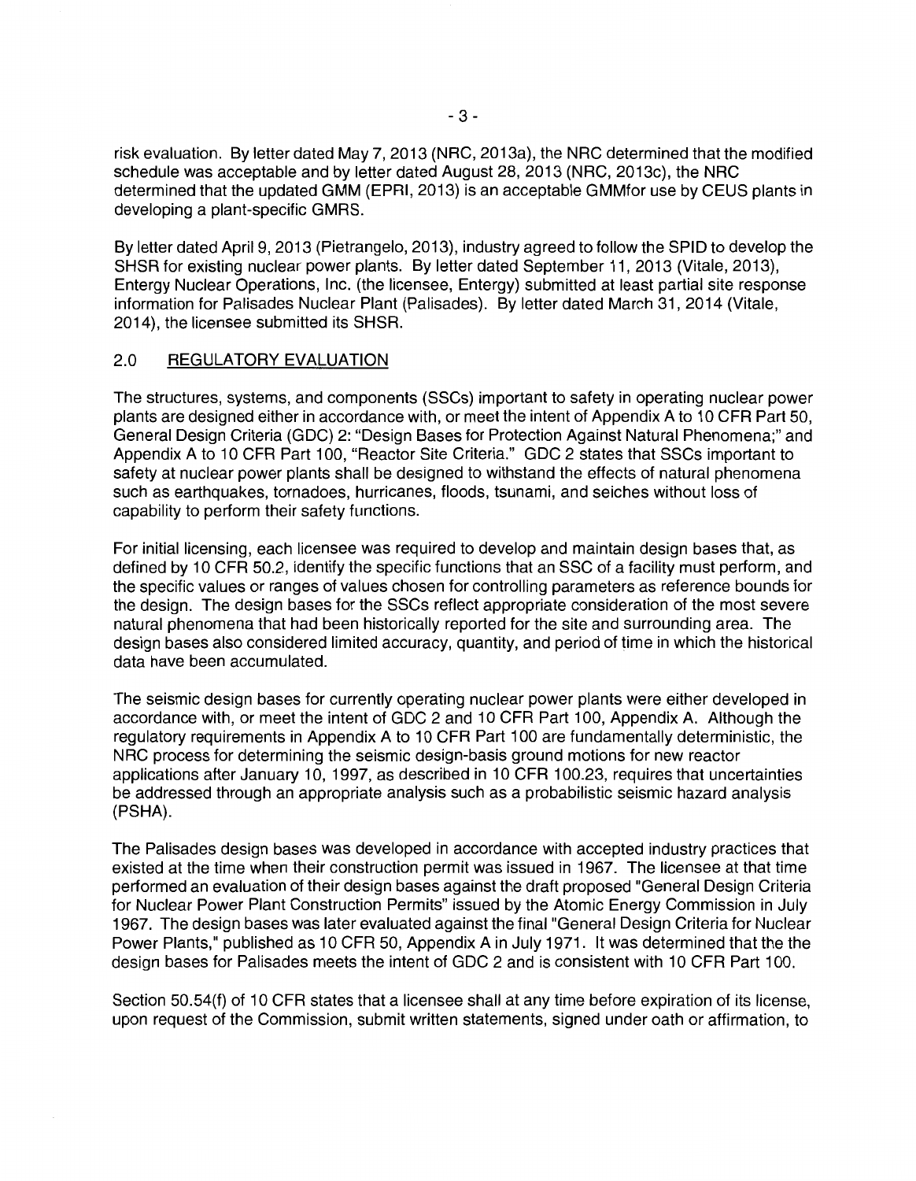risk evaluation. By letter dated May 7, 2013 (NRC, 2013a), the NRC determined that the modified schedule was acceptable and by letter dated August 28, 2013 (NRC, 2013c), the NRC determined that the updated GMM (EPRI, 2013) is an acceptable GMMfor use by CEUS plants in developing a plant-specific GMRS.

By letter dated April 9, 2013 (Pietrangelo, 2013), industry agreed to follow the SPID to develop the SHSR for existing nuclear power plants. By letter dated September 11, 2013 (Vitale, 2013), Entergy Nuclear Operations, Inc. (the licensee, Entergy) submitted at least partial site response information for Palisades Nuclear Plant (Palisades). By letter dated March 31, 2014 (Vitale, 2014), the licensee submitted its SHSR.

## 2.0 REGULATORY EVALUATION

The structures, systems, and components (SSCs) important to safety in operating nuclear power plants are designed either in accordance with, or meet the intent of Appendix A to 10 CFR Part 50, General Design Criteria (GDC) 2: "Design Bases for Protection Against Natural Phenomena;" and Appendix A to 10 CFR Part 100, "Reactor Site Criteria." GDC 2 states that SSCs important to safety at nuclear power plants shall be designed to withstand the effects of natural phenomena such as earthquakes, tornadoes, hurricanes, floods, tsunami, and seiches without loss of capability to perform their safety functions.

For initial licensing, each licensee was required to develop and maintain design bases that, as defined by 10 CFR 50.2, identify the specific functions that an SSC of a facility must perform, and the specific values or ranges of values chosen for controlling parameters as reference bounds for the design. The design bases for the SSCs reflect appropriate consideration of the most severe natural phenomena that had been historically reported for the site and surrounding area. The design bases also considered limited accuracy, quantity, and period of time in which the historical data have been accumulated.

The seismic design bases for currently operating nuclear power plants were either developed in accordance with, or meet the intent of GDC 2 and 10 CFR Part 100, Appendix A. Although the regulatory requirements in Appendix A to 10 CFR Part 100 are fundamentally deterministic, the NRC process for determining the seismic design-basis ground motions for new reactor applications after January 10, 1997, as described in 10 CFR 100.23, requires that uncertainties be addressed through an appropriate analysis such as a probabilistic seismic hazard analysis (PSHA).

The Palisades design bases was developed in accordance with accepted industry practices that existed at the time when their construction permit was issued in 1967. The licensee at that time performed an evaluation of their design bases against the draft proposed "General Design Criteria for Nuclear Power Plant Construction Permits" issued by the Atomic Energy Commission in July 1967. The design bases was later evaluated against the final "General Design Criteria for Nuclear Power Plants," published as 10 CFR 50, Appendix A in July 1971. It was determined that the the design bases for Palisades meets the intent of GDC 2 and is consistent with 10 CFR Part 100.

Section 50.54(f) of 10 CFR states that a licensee shall at any time before expiration of its license, upon request of the Commission, submit written statements, signed under oath or affirmation, to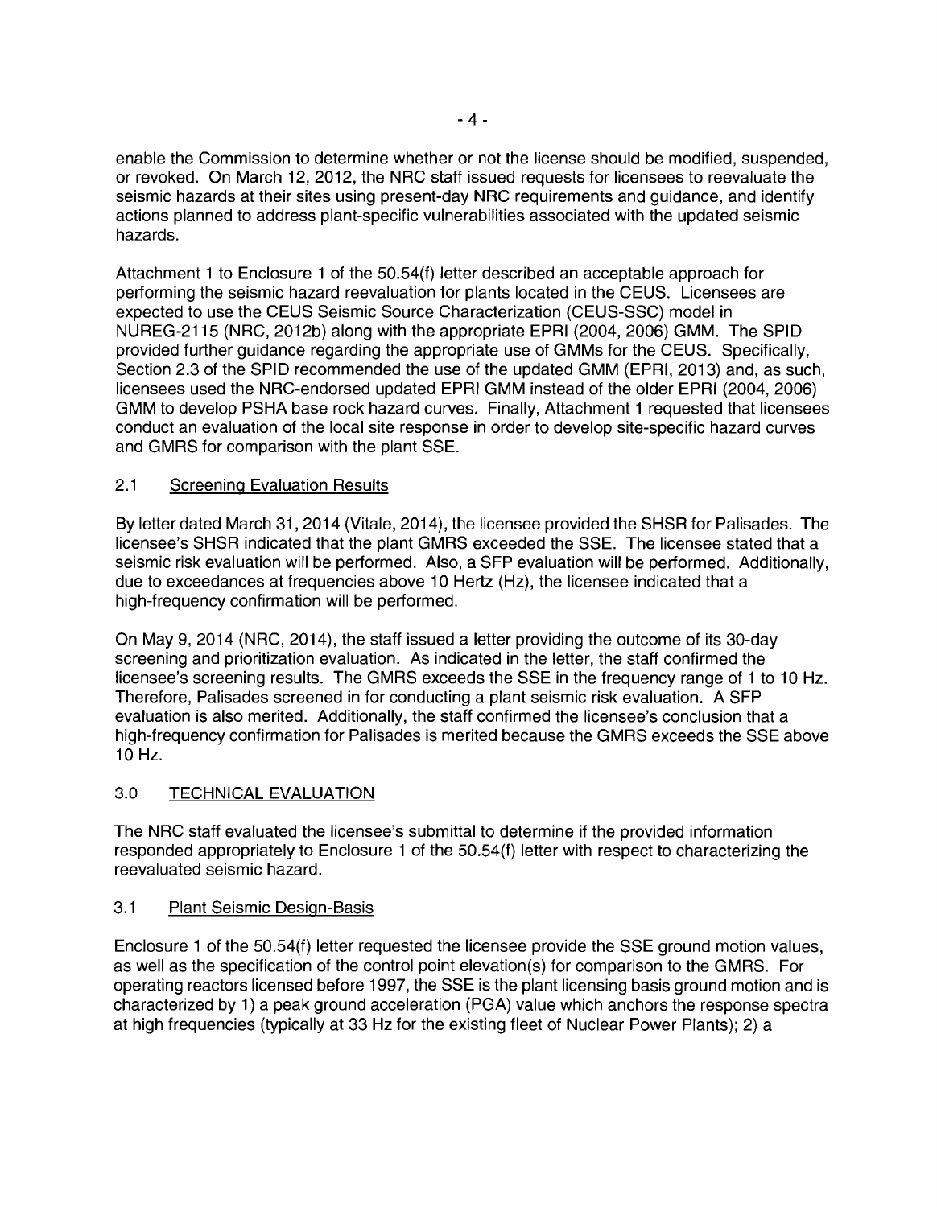enable the Commission to determine whether or not the license should be modified, suspended, or revoked. On March 12, 2012, the NRC staff issued requests for licensees to reevaluate the seismic hazards at their sites using present-day NRC requirements and guidance, and identify actions planned to address plant-specific vulnerabilities associated with the updated seismic hazards.

Attachment 1 to Enclosure 1 of the 50.54(f) letter described an acceptable approach for performing the seismic hazard reevaluation for plants located in the CEUS. Licensees are expected to use the CEUS Seismic Source Characterization (CEUS-SSC) model in NUREG-2115 (NRC, 2012b) along with the appropriate EPRI (2004, 2006) GMM. The SPID provided further guidance regarding the appropriate use of GMMs for the CEUS. Specifically, Section 2.3 of the SPID recommended the use of the updated GMM (EPRI, 2013) and, as such, licensees used the NRC-endorsed updated EPRI GMM instead of the older EPRI (2004, 2006) GMM to develop PSHA base rock hazard curves. Finally, Attachment 1 requested that licensees conduct an evaluation of the local site response in order to develop site-specific hazard curves and GMRS for comparison with the plant SSE.

## 2.1 Screening Evaluation Results

By letter dated March 31, 2014 (Vitale, 2014), the licensee provided the SHSR for Palisades. The licensee's SHSR indicated that the plant GMRS exceeded the SSE. The licensee stated that a seismic risk evaluation will be performed. Also, a SFP evaluation will be performed. Additionally, due to exceedances at frequencies above 10 Hertz (Hz), the licensee indicated that a high-frequency confirmation will be performed.

On May 9, 2014 (NRC, 2014), the staff issued a letter providing the outcome of its 30-day screening and prioritization evaluation. As indicated in the letter, the staff confirmed the licensee's screening results. The GMRS exceeds the SSE in the frequency range of 1 to 10 Hz. Therefore, Palisades screened in for conducting a plant seismic risk evaluation. A SFP evaluation is also merited. Additionally, the staff confirmed the licensee's conclusion that a high-frequency confirmation for Palisades is merited because the GMRS exceeds the SSE above 10 Hz.

## 3.0 TECHNICAL EVALUATION

The NRC staff evaluated the licensee's submittal to determine if the provided information responded appropriately to Enclosure 1 of the 50.54(f) letter with respect to characterizing the reevaluated seismic hazard.

## 3.1 Plant Seismic Design-Basis

Enclosure 1 of the 50.54(f) letter requested the licensee provide the SSE ground motion values, as well as the specification of the control point elevation(s) for comparison to the GMRS. For operating reactors licensed before 1997, the SSE is the plant licensing basis ground motion and is characterized by 1) a peak ground acceleration (PGA) value which anchors the response spectra at high frequencies (typically at 33 Hz for the existing fleet of Nuclear Power Plants); 2) a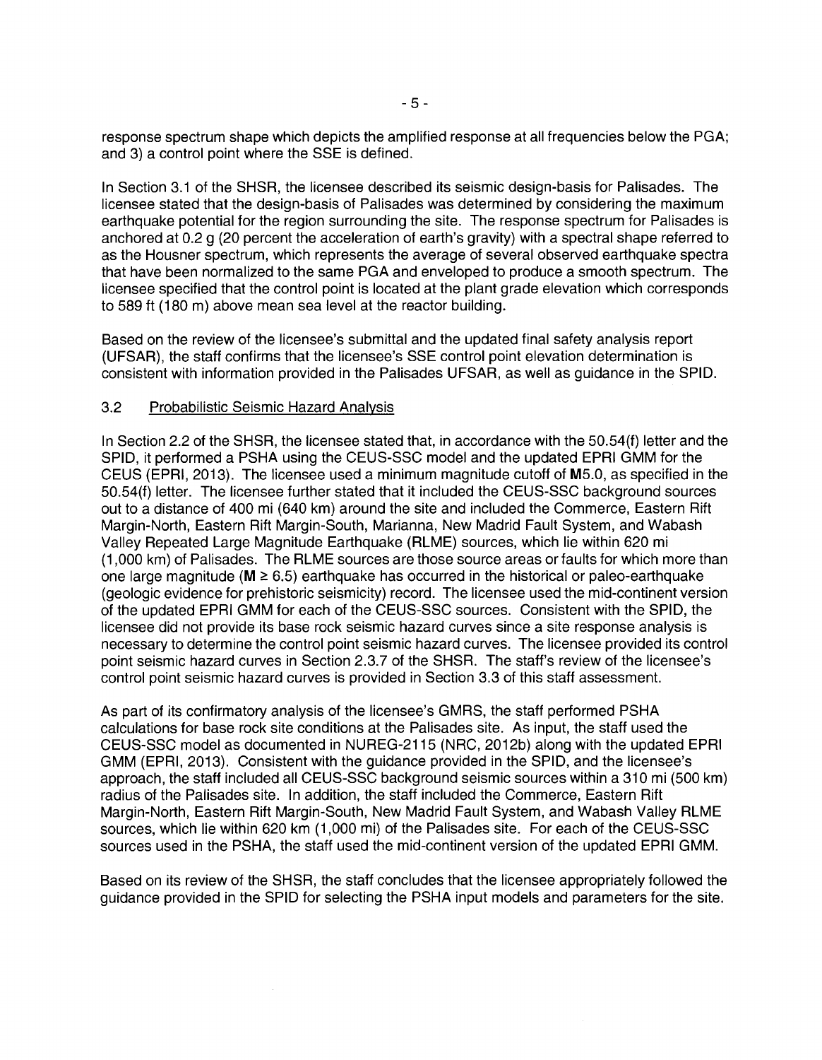response spectrum shape which depicts the amplified response at all frequencies below the PGA; and 3) a control point where the SSE is defined.

In Section 3.1 of the SHSR, the licensee described its seismic design-basis for Palisades. The licensee stated that the design-basis of Palisades was determined by considering the maximum earthquake potential for the region surrounding the site. The response spectrum for Palisades is anchored at 0.2 g (20 percent the acceleration of earth's gravity) with a spectral shape referred to as the Housner spectrum, which represents the average of several observed earthquake spectra that have been normalized to the same PGA and enveloped to produce a smooth spectrum. The licensee specified that the control point is located at the plant grade elevation which corresponds to 589 ft (180 m) above mean sea level at the reactor building.

Based on the review of the licensee's submittal and the updated final safety analysis report (UFSAR), the staff confirms that the licensee's SSE control point elevation determination is consistent with information provided in the Palisades UFSAR, as well as guidance in the SPID.

### 3.2 Probabilistic Seismic Hazard Analysis

In Section 2.2 of the SHSR, the licensee stated that, in accordance with the 50.54(f) letter and the SPID, it performed a PSHA using the CEUS-SSC model and the updated EPRI GMM for the CEUS (EPRI, 2013). The licensee used a minimum magnitude cutoff of **M**5.0, as specified in the 50.54(f) letter. The licensee further stated that it included the CEUS-SSC background sources out to a distance of 400 mi (640 km) around the site and included the Commerce, Eastern Rift Margin-North, Eastern Rift Margin-South, Marianna, New Madrid Fault System, and Wabash Valley Repeated Large Magnitude Earthquake (RLME) sources, which lie within 620 mi (1,000 km) of Palisades. The RLME sources are those source areas or faults for which more than one large magnitude (**M** ≥ 6.5) earthquake has occurred in the historical or paleo-earthquake (geologic evidence for prehistoric seismicity) record. The licensee used the mid-continent version of the updated EPRI GMM for each of the CEUS-SSC sources. Consistent with the SPID, the licensee did not provide its base rock seismic hazard curves since a site response analysis is necessary to determine the control point seismic hazard curves. The licensee provided its control point seismic hazard curves in Section 2.3.7 of the SHSR. The staff's review of the licensee's control point seismic hazard curves is provided in Section 3.3 of this staff assessment.

As part of its confirmatory analysis of the licensee's GMRS, the staff performed PSHA calculations for base rock site conditions at the Palisades site. As input, the staff used the CEUS-SSC model as documented in NUREG-2115 (NRC, 2012b) along with the updated EPRI GMM (EPRI, 2013). Consistent with the guidance provided in the SPID, and the licensee's approach, the staff included all CEUS-SSC background seismic sources within a 310 mi (500 km) radius of the Palisades site. In addition, the staff included the Commerce, Eastern Rift Margin-North, Eastern Rift Margin-South, New Madrid Fault System, and Wabash Valley RLME sources, which lie within 620 km (1,000 mi) of the Palisades site. For each of the CEUS-SSC sources used in the PSHA, the staff used the mid-continent version of the updated EPRI GMM.

Based on its review of the SHSR, the staff concludes that the licensee appropriately followed the guidance provided in the SPID for selecting the PSHA input models and parameters for the site.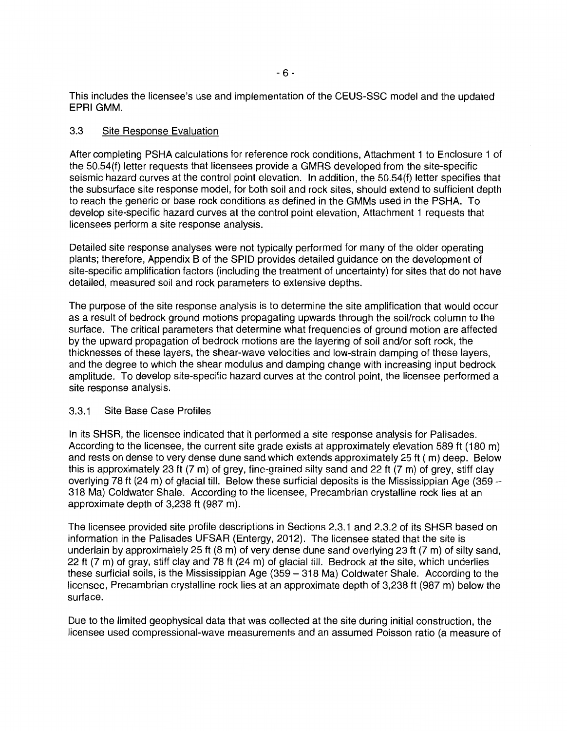This includes the licensee's use and implementation of the CEUS-SSC model and the updated EPRI GMM.

### 3.3 Site Response Evaluation

After completing PSHA calculations for reference rock conditions, Attachment 1 to Enclosure 1 of the 50.54(f) letter requests that licensees provide a GMRS developed from the site-specific seismic hazard curves at the control point elevation. In addition, the 50.54(f) letter specifies that the subsurface site response model, for both soil and rock sites, should extend to sufficient depth to reach the generic or base rock conditions as defined in the GMMs used in the PSHA. To develop site-specific hazard curves at the control point elevation, Attachment 1 requests that licensees perform a site response analysis.

Detailed site response analyses were not typically performed for many of the older operating plants; therefore, Appendix B of the SPID provides detailed guidance on the development of site-specific amplification factors (including the treatment of uncertainty) for sites that do not have detailed, measured soil and rock parameters to extensive depths.

The purpose of the site response analysis is to determine the site amplification that would occur as a result of bedrock ground motions propagating upwards through the soil/rock column to the surface. The critical parameters that determine what frequencies of ground motion are affected by the upward propagation of bedrock motions are the layering of soil and/or soft rock, the thicknesses of these layers, the shear-wave velocities and low-strain damping of these layers, and the degree to which the shear modulus and damping change with increasing input bedrock amplitude. To develop site-specific hazard curves at the control point, the licensee performed a site response analysis.

#### 3.3.1 Site Base Case Profiles

In its SHSR, the licensee indicated that it performed a site response analysis for Palisades. According to the licensee, the current site grade exists at approximately elevation 589 ft (180 m) and rests on dense to very dense dune sand which extends approximately 25 ft ( m) deep. Below this is approximately 23 ft (7 m) of grey, fine-grained silty sand and 22 ft (7 m) of grey, stiff clay overlying 78 ft (24 m) of glacial till. Below these surficial deposits is the Mississippian Age (359 – 318 Ma) Coldwater Shale. According to the licensee, Precambrian crystalline rock lies at an approximate depth of 3,238 ft (987 m).

The licensee provided site profile descriptions in Sections 2.3.1 and 2.3.2 of its SHSR based on information in the Palisades UFSAR (Entergy, 2012). The licensee stated that the site is underlain by approximately 25 ft (8 m) of very dense dune sand overlying 23 ft (7 m) of silty sand, 22 ft (7 m) of gray, stiff clay and 78 ft (24 m) of glacial till. Bedrock at the site, which underlies these surficial soils, is the Mississippian Age (359 – 318 Ma) Coldwater Shale. According to the licensee, Precambrian crystalline rock lies at an approximate depth of 3,238 ft (987 m) below the surface.

Due to the limited geophysical data that was collected at the site during initial construction, the licensee used compressional-wave measurements and an assumed Poisson ratio (a measure of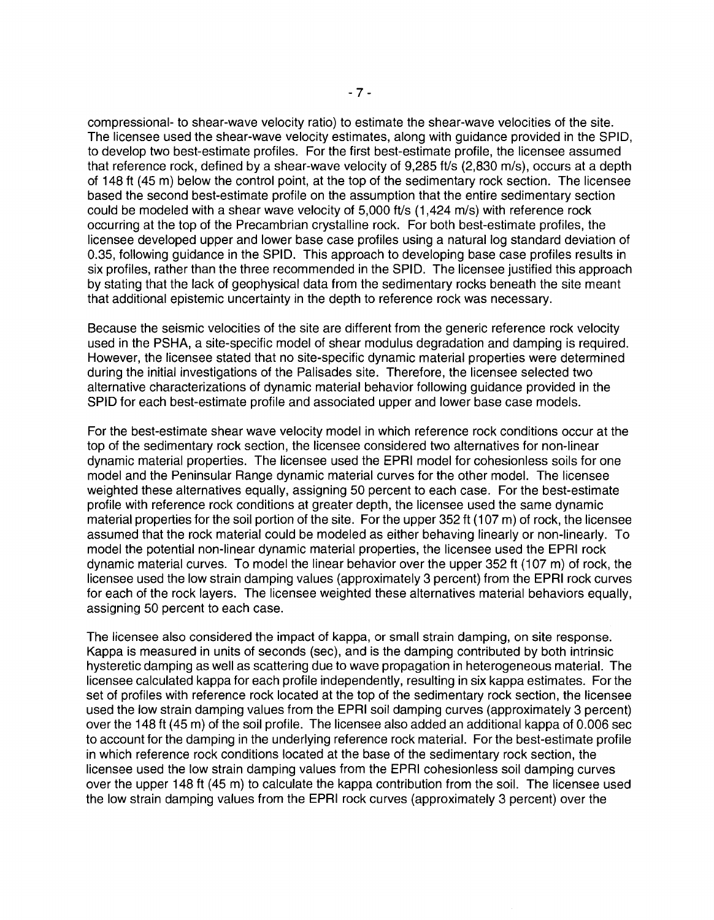compressional- to shear-wave velocity ratio) to estimate the shear-wave velocities of the site. The licensee used the shear-wave velocity estimates, along with guidance provided in the SPID, to develop two best-estimate profiles. For the first best-estimate profile, the licensee assumed that reference rock, defined by a shear-wave velocity of 9,285 ft/s (2,830 m/s), occurs at a depth of 148 ft (45 m) below the control point, at the top of the sedimentary rock section. The licensee based the second best-estimate profile on the assumption that the entire sedimentary section could be modeled with a shear wave velocity of 5,000 ft/s (1,424 m/s) with reference rock occurring at the top of the Precambrian crystalline rock. For both best-estimate profiles, the licensee developed upper and lower base case profiles using a natural log standard deviation of 0.35, following guidance in the SPID. This approach to developing base case profiles results in six profiles, rather than the three recommended in the SPID. The licensee justified this approach by stating that the lack of geophysical data from the sedimentary rocks beneath the site meant that additional epistemic uncertainty in the depth to reference rock was necessary.

Because the seismic velocities of the site are different from the generic reference rock velocity used in the PSHA, a site-specific model of shear modulus degradation and damping is required. However, the licensee stated that no site-specific dynamic material properties were determined during the initial investigations of the Palisades site. Therefore, the licensee selected two alternative characterizations of dynamic material behavior following guidance provided in the SPID for each best-estimate profile and associated upper and lower base case models.

For the best-estimate shear wave velocity model in which reference rock conditions occur at the top of the sedimentary rock section, the licensee considered two alternatives for non-linear dynamic material properties. The licensee used the EPRI model for cohesionless soils for one model and the Peninsular Range dynamic material curves for the other model. The licensee weighted these alternatives equally, assigning 50 percent to each case. For the best-estimate profile with reference rock conditions at greater depth, the licensee used the same dynamic material properties for the soil portion of the site. For the upper 352 ft (107 m) of rock, the licensee assumed that the rock material could be modeled as either behaving linearly or non-linearly. To model the potential non-linear dynamic material properties, the licensee used the EPRI rock dynamic material curves. To model the linear behavior over the upper 352 ft (107 m) of rock, the licensee used the low strain damping values (approximately 3 percent) from the EPRI rock curves for each of the rock layers. The licensee weighted these alternatives material behaviors equally, assigning 50 percent to each case.

The licensee also considered the impact of kappa, or small strain damping, on site response. Kappa is measured in units of seconds (sec), and is the damping contributed by both intrinsic hysteretic damping as well as scattering due to wave propagation in heterogeneous material. The licensee calculated kappa for each profile independently, resulting in six kappa estimates. For the set of profiles with reference rock located at the top of the sedimentary rock section, the licensee used the low strain damping values from the EPRI soil damping curves (approximately 3 percent) over the 148 ft (45 m) of the soil profile. The licensee also added an additional kappa of 0.006 sec to account for the damping in the underlying reference rock material. For the best-estimate profile in which reference rock conditions located at the base of the sedimentary rock section, the licensee used the low strain damping values from the EPRI cohesionless soil damping curves over the upper 148 ft (45 m) to calculate the kappa contribution from the soil. The licensee used the low strain damping values from the EPRI rock curves (approximately 3 percent) over the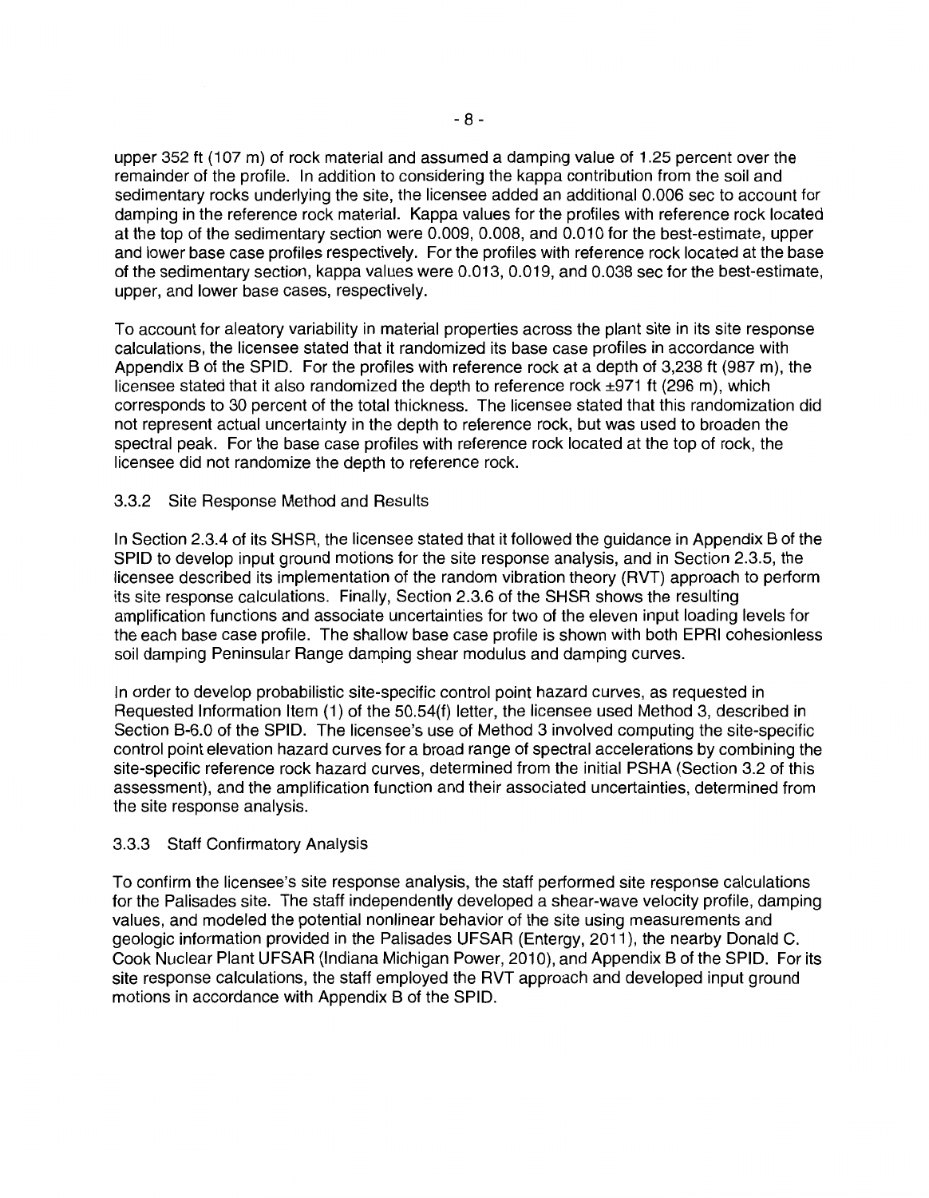upper 352 ft (107 m) of rock material and assumed a damping value of 1.25 percent over the remainder of the profile. In addition to considering the kappa contribution from the soil and sedimentary rocks underlying the site, the licensee added an additional 0.006 sec to account for damping in the reference rock material. Kappa values for the profiles with reference rock located at the top of the sedimentary section were 0.009, 0.008, and 0.010 for the best-estimate, upper and lower base case profiles respectively. For the profiles with reference rock located at the base of the sedimentary section, kappa values were 0.013, 0.019, and 0.038 sec for the best-estimate, upper, and lower base cases, respectively.

To account for aleatory variability in material properties across the plant site in its site response calculations, the licensee stated that it randomized its base case profiles in accordance with Appendix B of the SPID. For the profiles with reference rock at a depth of 3,238 ft (987 m), the licensee stated that it also randomized the depth to reference rock ±971 ft (296 m), which corresponds to 30 percent of the total thickness. The licensee stated that this randomization did not represent actual uncertainty in the depth to reference rock, but was used to broaden the spectral peak. For the base case profiles with reference rock located at the top of rock, the licensee did not randomize the depth to reference rock.

### 3.3.2 Site Response Method and Results

In Section 2.3.4 of its SHSR, the licensee stated that it followed the guidance in Appendix B of the SPID to develop input ground motions for the site response analysis, and in Section 2.3.5, the licensee described its implementation of the random vibration theory (RVT) approach to perform its site response calculations. Finally, Section 2.3.6 of the SHSR shows the resulting amplification functions and associate uncertainties for two of the eleven input loading levels for the each base case profile. The shallow base case profile is shown with both EPRI cohesionless soil damping Peninsular Range damping shear modulus and damping curves.

In order to develop probabilistic site-specific control point hazard curves, as requested in Requested Information Item (1) of the 50.54(f) letter, the licensee used Method 3, described in Section B-6.0 of the SPID. The licensee's use of Method 3 involved computing the site-specific control point elevation hazard curves for a broad range of spectral accelerations by combining the site-specific reference rock hazard curves, determined from the initial PSHA (Section 3.2 of this assessment), and the amplification function and their associated uncertainties, determined from the site response analysis.

### 3.3.3 Staff Confirmatory Analysis

To confirm the licensee's site response analysis, the staff performed site response calculations for the Palisades site. The staff independently developed a shear-wave velocity profile, damping values, and modeled the potential nonlinear behavior of the site using measurements and geologic information provided in the Palisades UFSAR (Entergy, 2011), the nearby Donald C. Cook Nuclear Plant UFSAR (Indiana Michigan Power, 2010), and Appendix B of the SPID. For its site response calculations, the staff employed the RVT approach and developed input ground motions in accordance with Appendix B of the SPID.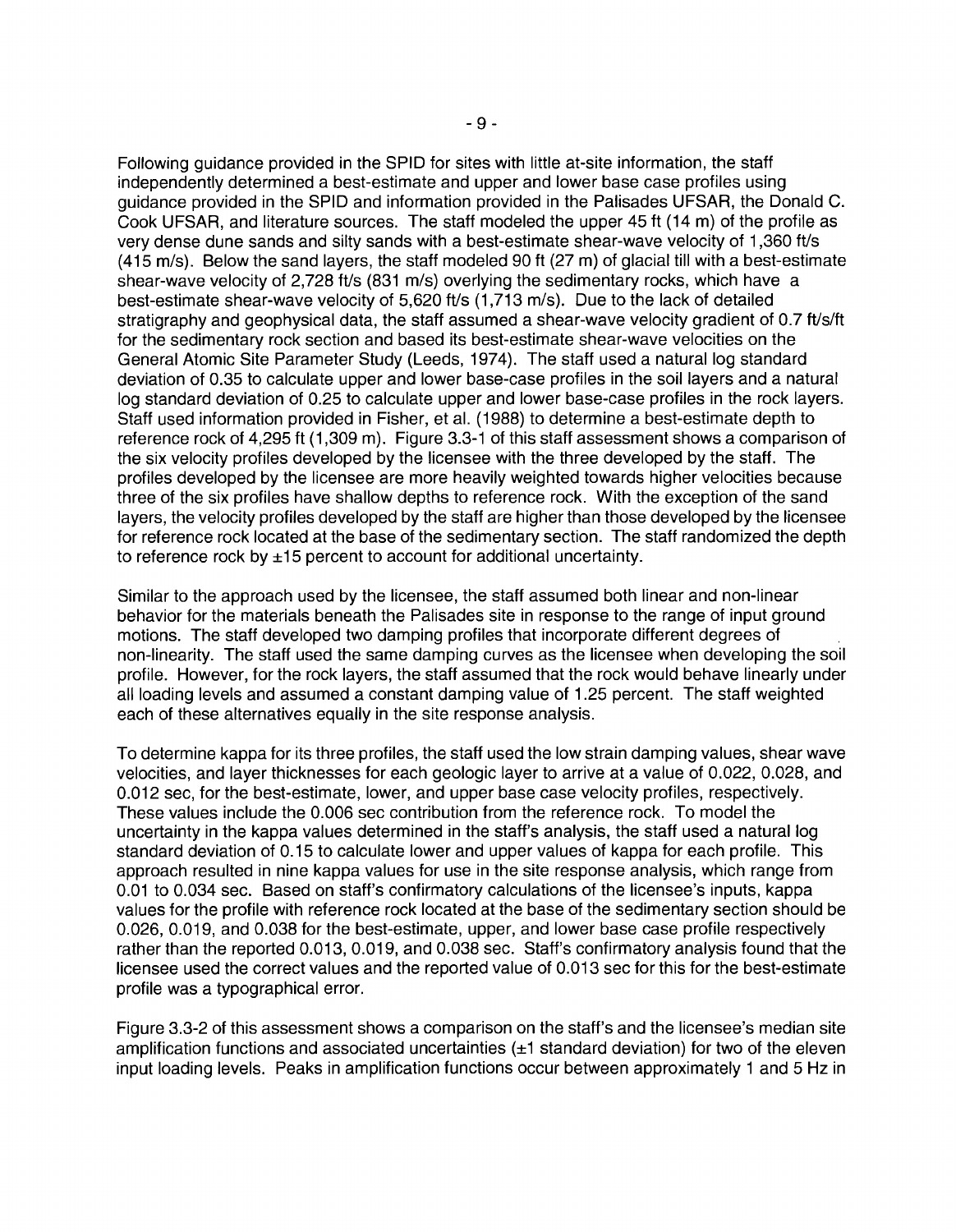Following guidance provided in the SPID for sites with little at-site information, the staff independently determined a best-estimate and upper and lower base case profiles using guidance provided in the SPID and information provided in the Palisades UFSAR, the Donald C. Cook UFSAR, and literature sources. The staff modeled the upper 45 ft (14 m) of the profile as very dense dune sands and silty sands with a best-estimate shear-wave velocity of 1,360 ft/s (415 m/s). Below the sand layers, the staff modeled 90 ft (27 m) of glacial till with a best-estimate shear-wave velocity of 2,728 ft/s (831 m/s) overlying the sedimentary rocks, which have a best-estimate shear-wave velocity of 5,620 ft/s (1,713 m/s). Due to the lack of detailed stratigraphy and geophysical data, the staff assumed a shear-wave velocity gradient of 0.7 ft/s/ft for the sedimentary rock section and based its best-estimate shear-wave velocities on the General Atomic Site Parameter Study (Leeds, 1974). The staff used a natural log standard deviation of 0.35 to calculate upper and lower base-case profiles in the soil layers and a natural log standard deviation of 0.25 to calculate upper and lower base-case profiles in the rock layers. Staff used information provided in Fisher, et al. (1988) to determine a best-estimate depth to reference rock of 4,295 ft (1,309 m). Figure 3.3-1 of this staff assessment shows a comparison of the six velocity profiles developed by the licensee with the three developed by the staff. The profiles developed by the licensee are more heavily weighted towards higher velocities because three of the six profiles have shallow depths to reference rock. With the exception of the sand layers, the velocity profiles developed by the staff are higher than those developed by the licensee for reference rock located at the base of the sedimentary section. The staff randomized the depth to reference rock by ±15 percent to account for additional uncertainty.

Similar to the approach used by the licensee, the staff assumed both linear and non-linear behavior for the materials beneath the Palisades site in response to the range of input ground motions. The staff developed two damping profiles that incorporate different degrees of non-linearity. The staff used the same damping curves as the licensee when developing the soil profile. However, for the rock layers, the staff assumed that the rock would behave linearly under all loading levels and assumed a constant damping value of 1.25 percent. The staff weighted each of these alternatives equally in the site response analysis.

To determine kappa for its three profiles, the staff used the low strain damping values, shear wave velocities, and layer thicknesses for each geologic layer to arrive at a value of 0.022, 0.028, and 0.012 sec, for the best-estimate, lower, and upper base case velocity profiles, respectively. These values include the 0.006 sec contribution from the reference rock. To model the uncertainty in the kappa values determined in the staff's analysis, the staff used a natural log standard deviation of 0.15 to calculate lower and upper values of kappa for each profile. This approach resulted in nine kappa values for use in the site response analysis, which range from 0.01 to 0.034 sec. Based on staff's confirmatory calculations of the licensee's inputs, kappa values for the profile with reference rock located at the base of the sedimentary section should be 0.026, 0.019, and 0.038 for the best-estimate, upper, and lower base case profile respectively rather than the reported 0.013, 0.019, and 0.038 sec. Staff's confirmatory analysis found that the licensee used the correct values and the reported value of 0.013 sec for this for the best-estimate profile was a typographical error.

Figure 3.3-2 of this assessment shows a comparison on the staff's and the licensee's median site amplification functions and associated uncertainties (±1 standard deviation) for two of the eleven input loading levels. Peaks in amplification functions occur between approximately 1 and 5 Hz in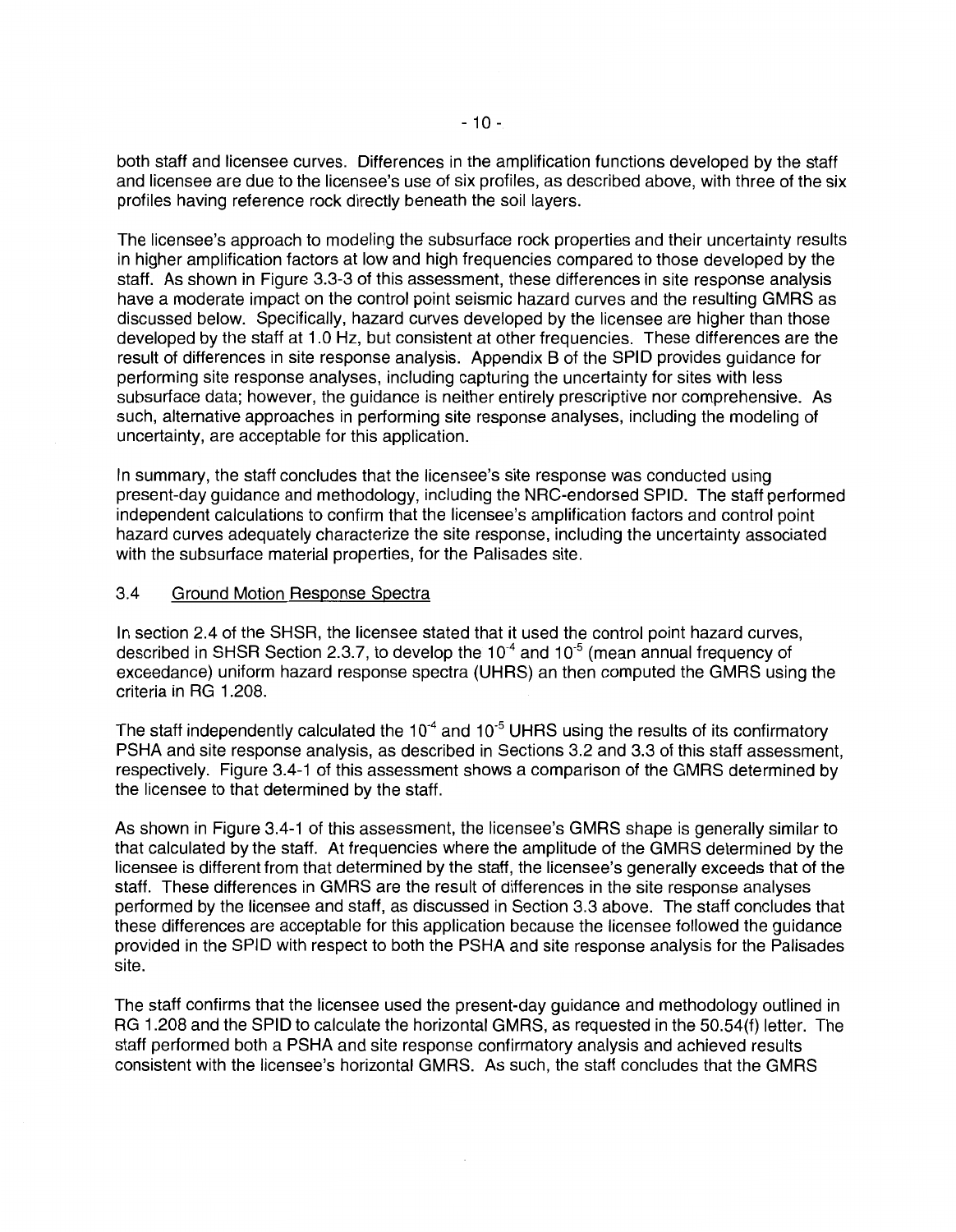both staff and licensee curves. Differences in the amplification functions developed by the staff and licensee are due to the licensee's use of six profiles, as described above, with three of the six profiles having reference rock directly beneath the soil layers.

The licensee's approach to modeling the subsurface rock properties and their uncertainty results in higher amplification factors at low and high frequencies compared to those developed by the staff. As shown in Figure 3.3-3 of this assessment, these differences in site response analysis have a moderate impact on the control point seismic hazard curves and the resulting GMRS as discussed below. Specifically, hazard curves developed by the licensee are higher than those developed by the staff at 1.0 Hz, but consistent at other frequencies. These differences are the result of differences in site response analysis. Appendix B of the SPID provides guidance for performing site response analyses, including capturing the uncertainty for sites with less subsurface data; however, the guidance is neither entirely prescriptive nor comprehensive. As such, alternative approaches in performing site response analyses, including the modeling of uncertainty, are acceptable for this application.

In summary, the staff concludes that the licensee's site response was conducted using present-day guidance and methodology, including the NRC-endorsed SPID. The staff performed independent calculations to confirm that the licensee's amplification factors and control point hazard curves adequately characterize the site response, including the uncertainty associated with the subsurface material properties, for the Palisades site.

## 3.4 Ground Motion Response Spectra

In section 2.4 of the SHSR, the licensee stated that it used the control point hazard curves, described in SHSR Section 2.3.7, to develop the $10^{-4}$ and $10^{-5}$ (mean annual frequency of exceedance) uniform hazard response spectra (UHRS) an then computed the GMRS using the criteria in RG 1.208.

The staff independently calculated the $10^{-4}$ and $10^{-5}$ UHRS using the results of its confirmatory PSHA and site response analysis, as described in Sections 3.2 and 3.3 of this staff assessment, respectively. Figure 3.4-1 of this assessment shows a comparison of the GMRS determined by the licensee to that determined by the staff.

As shown in Figure 3.4-1 of this assessment, the licensee's GMRS shape is generally similar to that calculated by the staff. At frequencies where the amplitude of the GMRS determined by the licensee is different from that determined by the staff, the licensee's generally exceeds that of the staff. These differences in GMRS are the result of differences in the site response analyses performed by the licensee and staff, as discussed in Section 3.3 above. The staff concludes that these differences are acceptable for this application because the licensee followed the guidance provided in the SPID with respect to both the PSHA and site response analysis for the Palisades site.

The staff confirms that the licensee used the present-day guidance and methodology outlined in RG 1.208 and the SPID to calculate the horizontal GMRS, as requested in the 50.54(f) letter. The staff performed both a PSHA and site response confirmatory analysis and achieved results consistent with the licensee's horizontal GMRS. As such, the staff concludes that the GMRS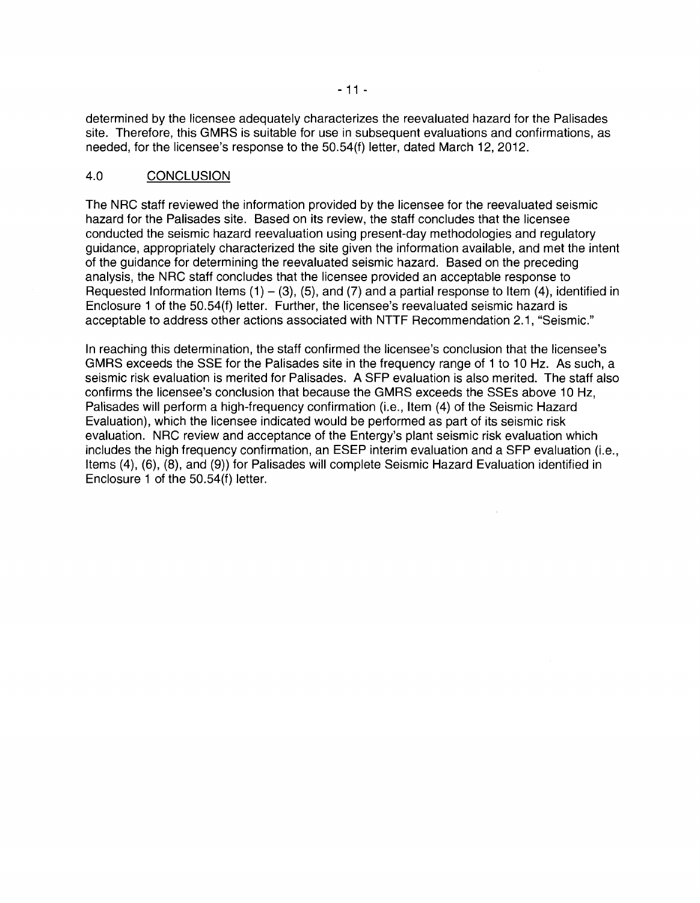determined by the licensee adequately characterizes the reevaluated hazard for the Palisades site. Therefore, this GMRS is suitable for use in subsequent evaluations and confirmations, as needed, for the licensee's response to the 50.54(f) letter, dated March 12, 2012.

## 4.0 CONCLUSION

The NRC staff reviewed the information provided by the licensee for the reevaluated seismic hazard for the Palisades site. Based on its review, the staff concludes that the licensee conducted the seismic hazard reevaluation using present-day methodologies and regulatory guidance, appropriately characterized the site given the information available, and met the intent of the guidance for determining the reevaluated seismic hazard. Based on the preceding analysis, the NRC staff concludes that the licensee provided an acceptable response to Requested Information Items (1) – (3), (5), and (7) and a partial response to Item (4), identified in Enclosure 1 of the 50.54(f) letter. Further, the licensee's reevaluated seismic hazard is acceptable to address other actions associated with NTTF Recommendation 2.1, "Seismic."

In reaching this determination, the staff confirmed the licensee's conclusion that the licensee's GMRS exceeds the SSE for the Palisades site in the frequency range of 1 to 10 Hz. As such, a seismic risk evaluation is merited for Palisades. A SFP evaluation is also merited. The staff also confirms the licensee's conclusion that because the GMRS exceeds the SSEs above 10 Hz, Palisades will perform a high-frequency confirmation (i.e., Item (4) of the Seismic Hazard Evaluation), which the licensee indicated would be performed as part of its seismic risk evaluation. NRC review and acceptance of the Entergy's plant seismic risk evaluation which includes the high frequency confirmation, an ESEP interim evaluation and a SFP evaluation (i.e., Items (4), (6), (8), and (9)) for Palisades will complete Seismic Hazard Evaluation identified in Enclosure 1 of the 50.54(f) letter.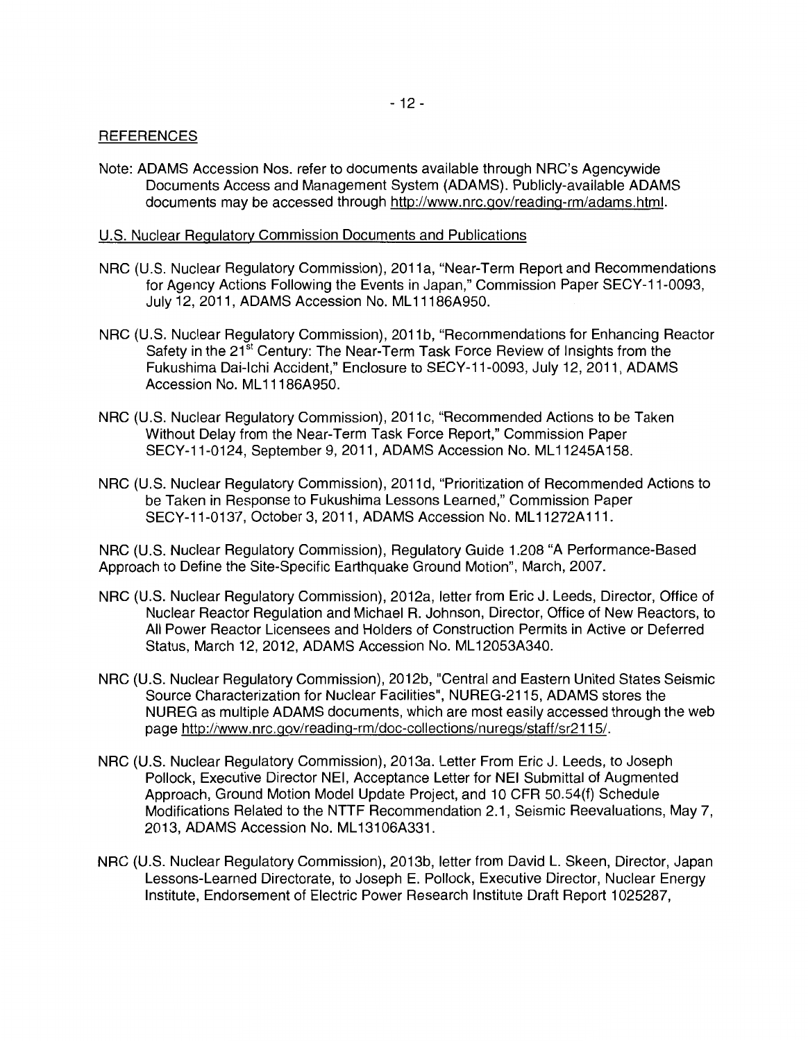## REFERENCES

Note: ADAMS Accession Nos. refer to documents available through NRC's Agencywide Documents Access and Management System (ADAMS). Publicly-available ADAMS documents may be accessed through http://www.nrc.gov/reading-rm/adams.html.

U.S. Nuclear Regulatory Commission Documents and Publications

NRC (U.S. Nuclear Regulatory Commission), 2011a, "Near-Term Report and Recommendations for Agency Actions Following the Events in Japan," Commission Paper SECY-11-0093, July 12, 2011, ADAMS Accession No. ML11186A950.

NRC (U.S. Nuclear Regulatory Commission), 2011b, "Recommendations for Enhancing Reactor Safety in the 21st Century: The Near-Term Task Force Review of Insights from the Fukushima Dai-Ichi Accident," Enclosure to SECY-11-0093, July 12, 2011, ADAMS Accession No. ML11186A950.

NRC (U.S. Nuclear Regulatory Commission), 2011c, "Recommended Actions to be Taken Without Delay from the Near-Term Task Force Report," Commission Paper SECY-11-0124, September 9, 2011, ADAMS Accession No. ML11245A158.

NRC (U.S. Nuclear Regulatory Commission), 2011d, "Prioritization of Recommended Actions to be Taken in Response to Fukushima Lessons Learned," Commission Paper SECY-11-0137, October 3, 2011, ADAMS Accession No. ML11272A111.

NRC (U.S. Nuclear Regulatory Commission), Regulatory Guide 1.208 "A Performance-Based Approach to Define the Site-Specific Earthquake Ground Motion", March, 2007.

NRC (U.S. Nuclear Regulatory Commission), 2012a, letter from Eric J. Leeds, Director, Office of Nuclear Reactor Regulation and Michael R. Johnson, Director, Office of New Reactors, to All Power Reactor Licensees and Holders of Construction Permits in Active or Deferred Status, March 12, 2012, ADAMS Accession No. ML12053A340.

NRC (U.S. Nuclear Regulatory Commission), 2012b, "Central and Eastern United States Seismic Source Characterization for Nuclear Facilities", NUREG-2115, ADAMS stores the NUREG as multiple ADAMS documents, which are most easily accessed through the web page http://www.nrc.gov/reading-rm/doc-collections/nuregs/staff/sr2115/.

NRC (U.S. Nuclear Regulatory Commission), 2013a. Letter From Eric J. Leeds, to Joseph Pollock, Executive Director NEI, Acceptance Letter for NEI Submittal of Augmented Approach, Ground Motion Model Update Project, and 10 CFR 50.54(f) Schedule Modifications Related to the NTTF Recommendation 2.1, Seismic Reevaluations, May 7, 2013, ADAMS Accession No. ML13106A331.

NRC (U.S. Nuclear Regulatory Commission), 2013b, letter from David L. Skeen, Director, Japan Lessons-Learned Directorate, to Joseph E. Pollock, Executive Director, Nuclear Energy Institute, Endorsement of Electric Power Research Institute Draft Report 1025287,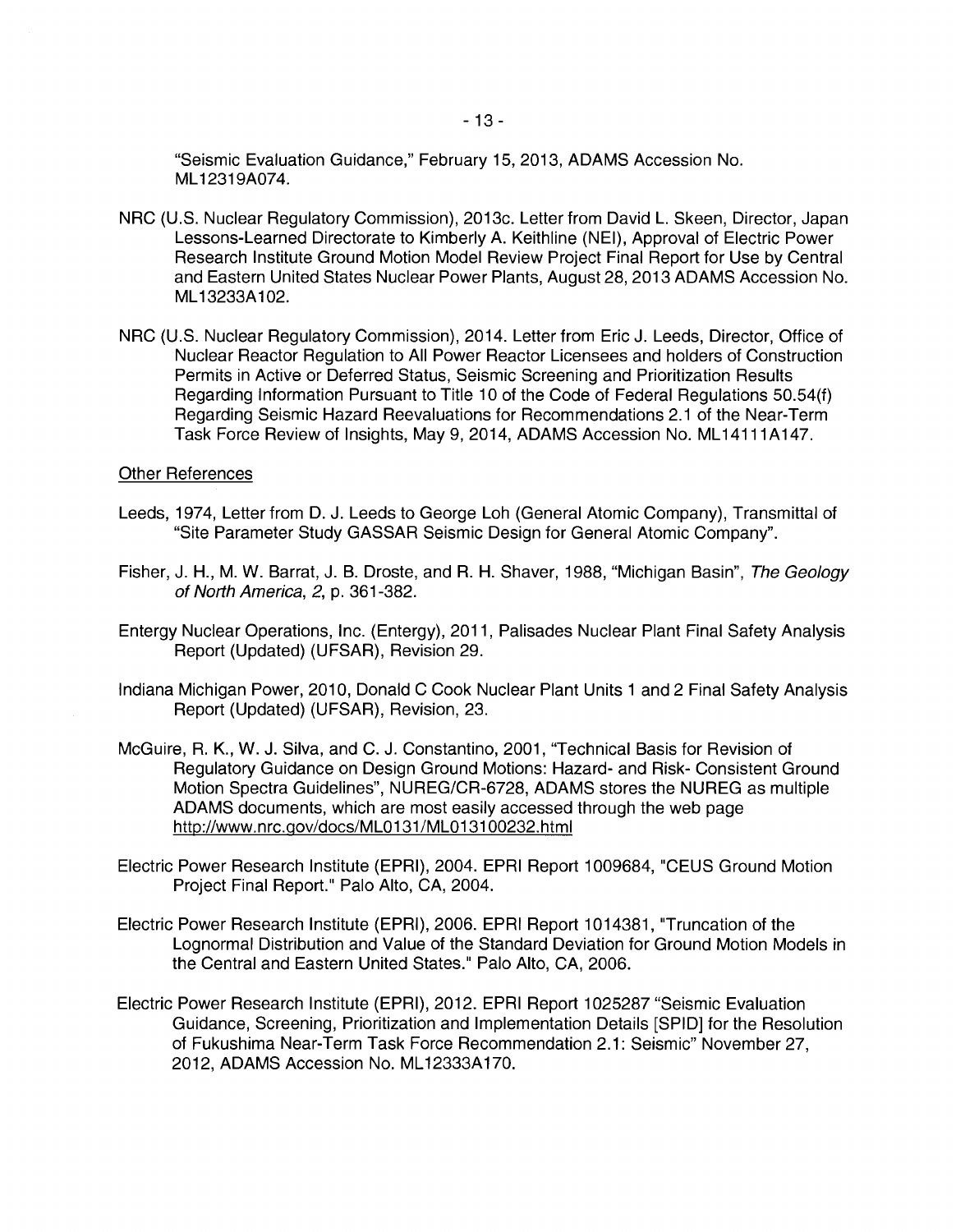"Seismic Evaluation Guidance," February 15, 2013, ADAMS Accession No. ML12319A074.

NRC (U.S. Nuclear Regulatory Commission), 2013c. Letter from David L. Skeen, Director, Japan Lessons-Learned Directorate to Kimberly A. Keithline (NEI), Approval of Electric Power Research Institute Ground Motion Model Review Project Final Report for Use by Central and Eastern United States Nuclear Power Plants, August 28, 2013 ADAMS Accession No. ML13233A102.

NRC (U.S. Nuclear Regulatory Commission), 2014. Letter from Eric J. Leeds, Director, Office of Nuclear Reactor Regulation to All Power Reactor Licensees and holders of Construction Permits in Active or Deferred Status, Seismic Screening and Prioritization Results Regarding Information Pursuant to Title 10 of the Code of Federal Regulations 50.54(f) Regarding Seismic Hazard Reevaluations for Recommendations 2.1 of the Near-Term Task Force Review of Insights, May 9, 2014, ADAMS Accession No. ML14111A147.

Other References

Leeds, 1974, Letter from D. J. Leeds to George Loh (General Atomic Company), Transmittal of "Site Parameter Study GASSAR Seismic Design for General Atomic Company".

Fisher, J. H., M. W. Barrat, J. B. Droste, and R. H. Shaver, 1988, "Michigan Basin", *The Geology of North America, 2*, p. 361-382.

Entergy Nuclear Operations, Inc. (Entergy), 2011, Palisades Nuclear Plant Final Safety Analysis Report (Updated) (UFSAR), Revision 29.

Indiana Michigan Power, 2010, Donald C Cook Nuclear Plant Units 1 and 2 Final Safety Analysis Report (Updated) (UFSAR), Revision, 23.

McGuire, R. K., W. J. Silva, and C. J. Constantino, 2001, "Technical Basis for Revision of Regulatory Guidance on Design Ground Motions: Hazard- and Risk- Consistent Ground Motion Spectra Guidelines", NUREG/CR-6728, ADAMS stores the NUREG as multiple ADAMS documents, which are most easily accessed through the web page http://www.nrc.gov/docs/ML0131/ML013100232.html

Electric Power Research Institute (EPRI), 2004. EPRI Report 1009684, "CEUS Ground Motion Project Final Report." Palo Alto, CA, 2004.

Electric Power Research Institute (EPRI), 2006. EPRI Report 1014381, "Truncation of the Lognormal Distribution and Value of the Standard Deviation for Ground Motion Models in the Central and Eastern United States." Palo Alto, CA, 2006.

Electric Power Research Institute (EPRI), 2012. EPRI Report 1025287 "Seismic Evaluation Guidance, Screening, Prioritization and Implementation Details [SPID] for the Resolution of Fukushima Near-Term Task Force Recommendation 2.1: Seismic" November 27, 2012, ADAMS Accession No. ML12333A170.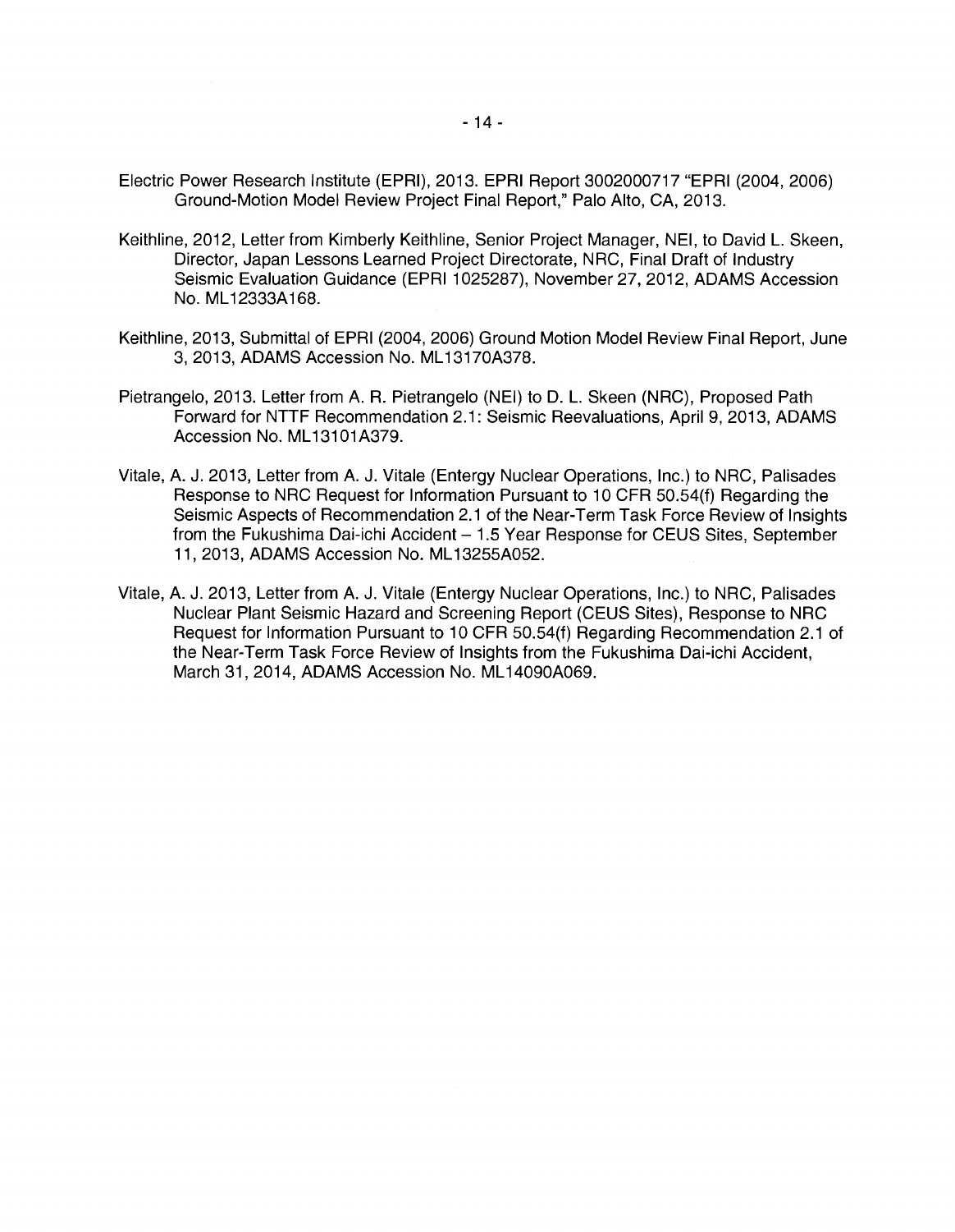Electric Power Research Institute (EPRI), 2013. EPRI Report 3002000717 "EPRI (2004, 2006) Ground-Motion Model Review Project Final Report," Palo Alto, CA, 2013.

Keithline, 2012, Letter from Kimberly Keithline, Senior Project Manager, NEI, to David L. Skeen, Director, Japan Lessons Learned Project Directorate, NRC, Final Draft of Industry Seismic Evaluation Guidance (EPRI 1025287), November 27, 2012, ADAMS Accession No. ML12333A168.

Keithline, 2013, Submittal of EPRI (2004, 2006) Ground Motion Model Review Final Report, June 3, 2013, ADAMS Accession No. ML13170A378.

Pietrangelo, 2013. Letter from A. R. Pietrangelo (NEI) to D. L. Skeen (NRC), Proposed Path Forward for NTTF Recommendation 2.1: Seismic Reevaluations, April 9, 2013, ADAMS Accession No. ML13101A379.

Vitale, A. J. 2013, Letter from A. J. Vitale (Entergy Nuclear Operations, Inc.) to NRC, Palisades Response to NRC Request for Information Pursuant to 10 CFR 50.54(f) Regarding the Seismic Aspects of Recommendation 2.1 of the Near-Term Task Force Review of Insights from the Fukushima Dai-ichi Accident – 1.5 Year Response for CEUS Sites, September 11, 2013, ADAMS Accession No. ML13255A052.

Vitale, A. J. 2013, Letter from A. J. Vitale (Entergy Nuclear Operations, Inc.) to NRC, Palisades Nuclear Plant Seismic Hazard and Screening Report (CEUS Sites), Response to NRC Request for Information Pursuant to 10 CFR 50.54(f) Regarding Recommendation 2.1 of the Near-Term Task Force Review of Insights from the Fukushima Dai-ichi Accident, March 31, 2014, ADAMS Accession No. ML14090A069.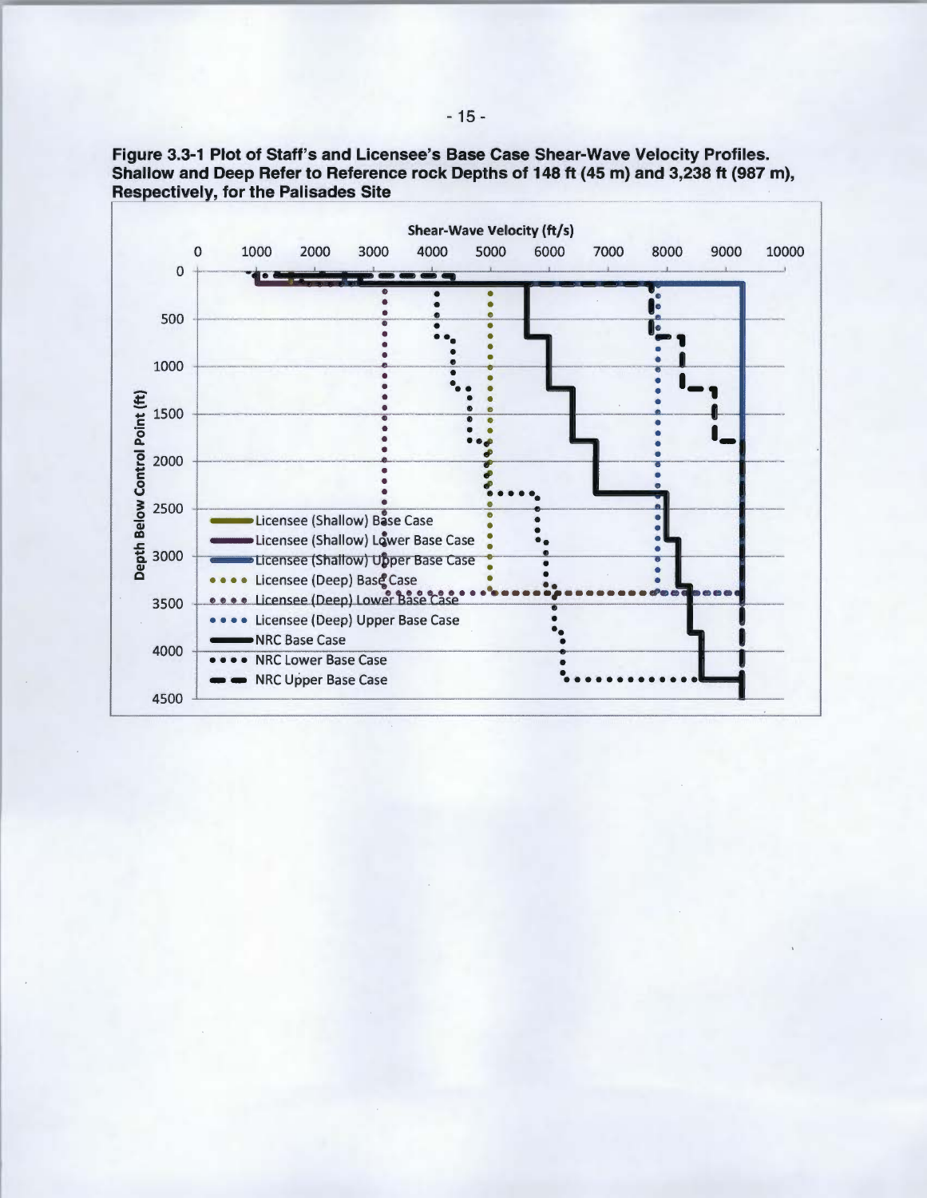**Figure 3.3-1 Plot of Staff's and Licensee's Base Case Shear-Wave Velocity Profiles. Shallow and Deep Refer to Reference rock Depths of 148 ft (45 m) and 3,238 ft (987 m), Respectively, for the Palisades Site**

Shear-Wave Velocity (ft/s)

0 1000 2000 3000 4000 5000 6000 7000 8000 9000 10000

Depth Below Control Point (ft)

0 500 1000 1500 2000 2500 3000 3500 4000 4500

Licensee (Shallow) Base Case

Licensee (Shallow) Lower Base Case

Licensee (Shallow) Upper Base Case

Licensee (Deep) Base Case

Licensee (Deep) Lower Base Case

Licensee (Deep) Upper Base Case

NRC Base Case

NRC Lower Base Case

NRC Upper Base Case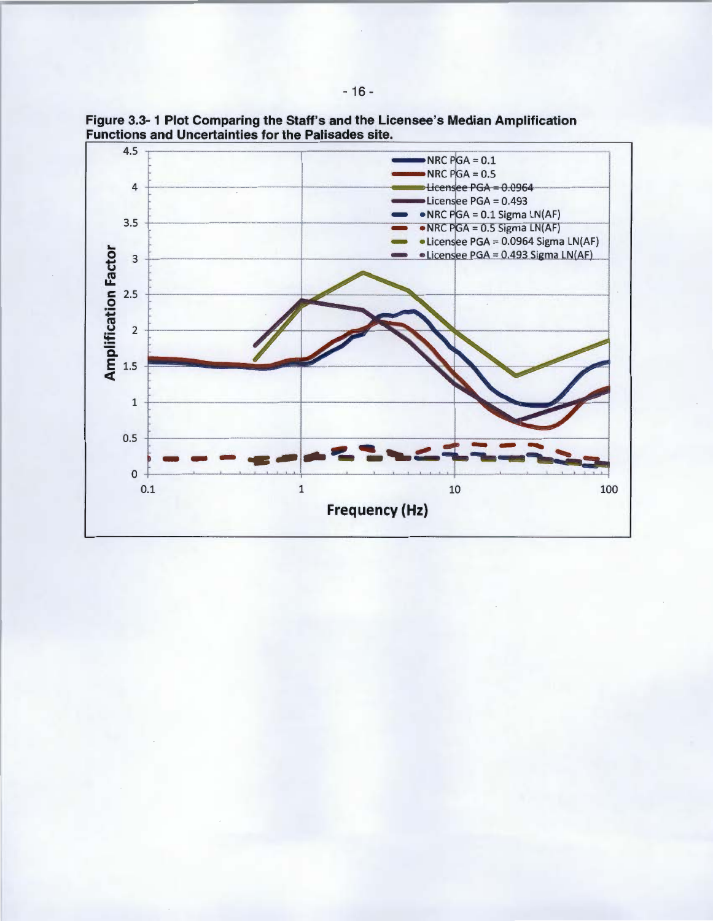**Figure 3.3- 1 Plot Comparing the Staff's and the Licensee's Median Amplification Functions and Uncertainties for the Palisades site.**

NRC PGA = 0.1
NRC PGA = 0.5
Licensee PGA = 0.0964
Licensee PGA = 0.493
NRC PGA = 0.1 Sigma LN(AF)
NRC PGA = 0.5 Sigma LN(AF)
Licensee PGA = 0.0964 Sigma LN(AF)
Licensee PGA = 0.493 Sigma LN(AF)

Amplification Factor

4.5
4
3.5
3
2.5
2
1.5
1
0.5
0

0.1
1
10
100

Frequency (Hz)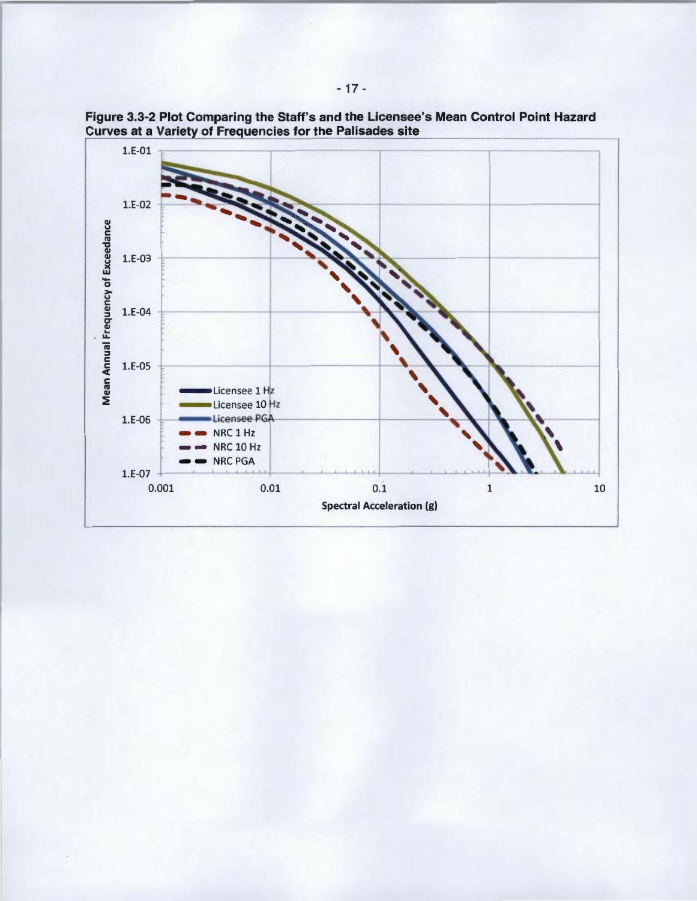**Figure 3.3-2 Plot Comparing the Staff's and the Licensee's Mean Control Point Hazard Curves at a Variety of Frequencies for the Palisades site**

Mean Annual Frequency of Exceedance

1.E-01
1.E-02
1.E-03
1.E-04
1.E-05
1.E-06
1.E-07

Spectral Acceleration (g)

0.001
0.01
0.1
1
10

Licensee 1 Hz
Licensee 10 Hz
Licensee PGA
NRC 1 Hz
NRC 10 Hz
NRC PGA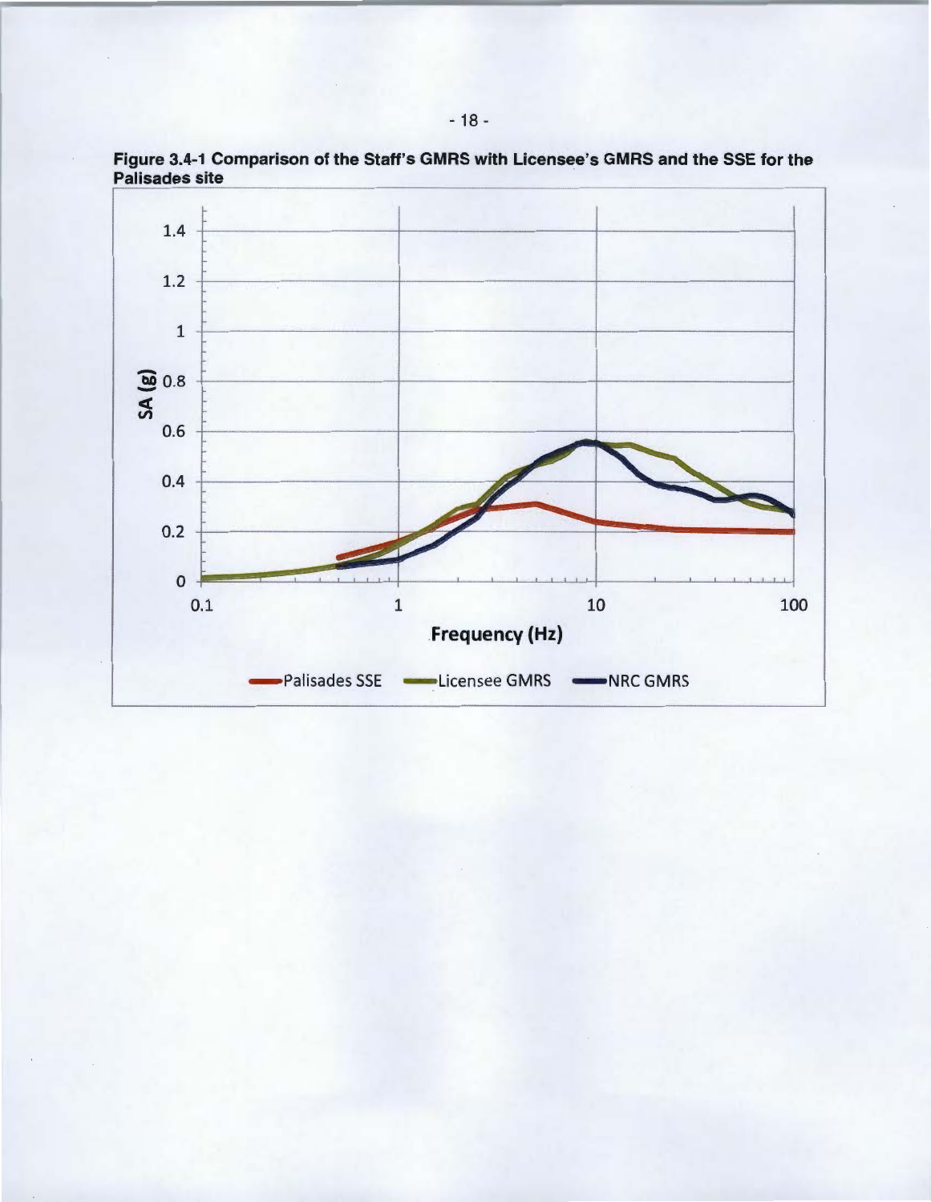**Figure 3.4-1 Comparison of the Staff's GMRS with Licensee's GMRS and the SSE for the Palisades site**

SA (g)

1.4
1.2
1
0.8
0.6
0.4
0.2
0

0.1
1
10
100

Frequency (Hz)

Palisades SSE
Licensee GMRS
NRC GMRS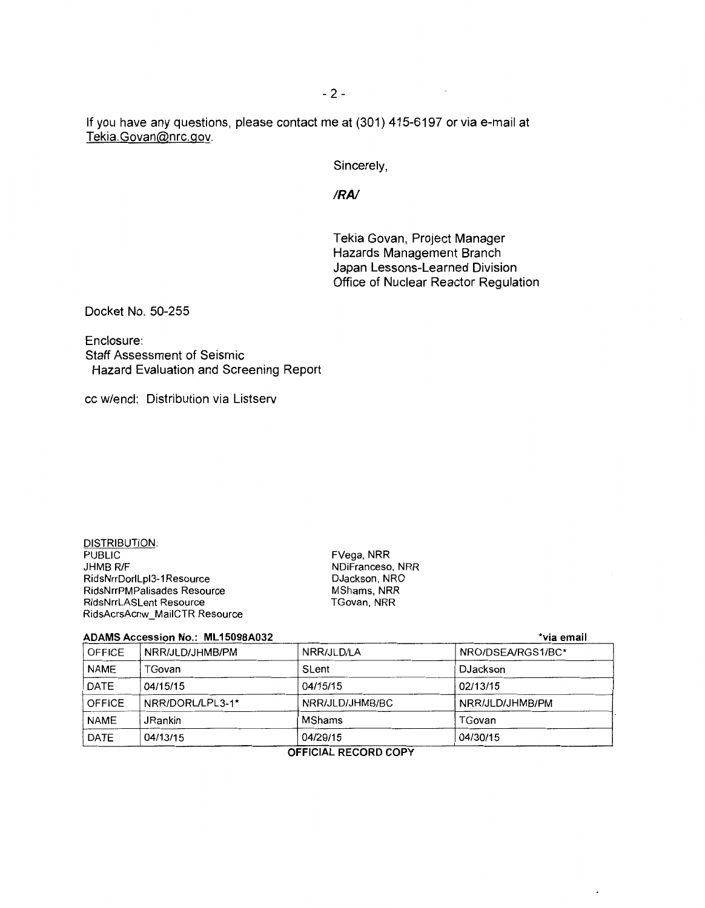If you have any questions, please contact me at (301) 415-6197 or via e-mail at Tekia.Govan@nrc.gov.

Sincerely,

***/RA/***

Tekia Govan, Project Manager
Hazards Management Branch
Japan Lessons-Learned Division
Office of Nuclear Reactor Regulation

Docket No. 50-255

Enclosure:
Staff Assessment of Seismic
Hazard Evaluation and Screening Report

cc w/encl: Distribution via Listserv

DISTRIBUTION:
PUBLIC
JHMB R/F
RidsNrrDorlLpl3-1Resource
RidsNrrPMPalisades Resource
RidsNrrLASLent Resource
RidsAcrsAcnw_MailCTR Resource
FVega, NRR
NDiFranceso, NRR
DJackson, NRO
MShams, NRR
TGovan, NRR

**ADAMS Accession No.: ML15098A032** *via email

| | | | |
|---|---|---|---|
| OFFICE | NRR/JLD/JHMB/PM | NRR/JLD/LA | NRO/DSEA/RGS1/BC* |
| NAME | TGovan | SLent | DJackson |
| DATE | 04/15/15 | 04/15/15 | 02/13/15 |
| OFFICE | NRR/DORL/LPL3-1* | NRR/JLD/JHMB/BC | NRR/JLD/JHMB/PM |
| NAME | JRankin | MShams | TGovan |
| DATE | 04/13/15 | 04/29/15 | 04/30/15 |

**OFFICIAL RECORD COPY**